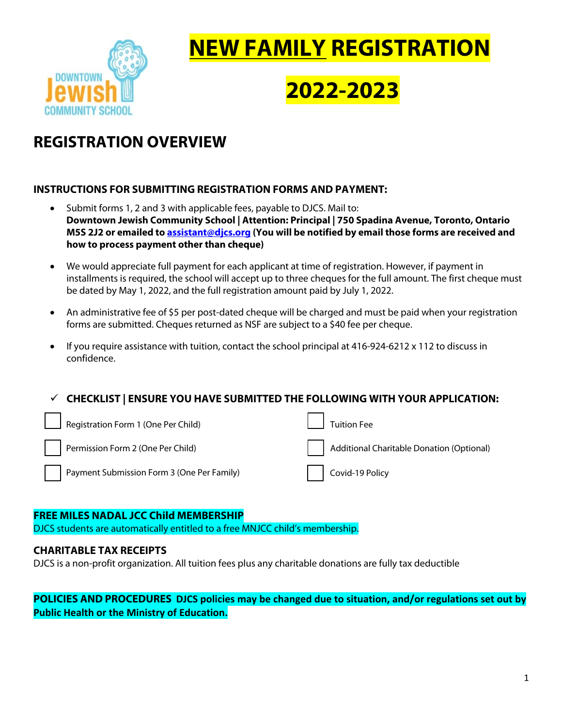# NEW FAMILY REGISTRATION

# 2022-2023

## REGISTRATION OVERVIEW

### INSTRUCTIONS FOR SUBMITTING REGISTRATION FORMS AND PAYMENT:

- Submit forms 1, 2 and 3 with applicable fees, payable to DJCS. Mail to: **Downtown Jewish Community School | Attention: Principal | 750 Spadina Avenue, Toronto, Ontario M5S 2J2 or emailed to assistant@djcs.org (You will be notified by email those forms are received and how to process payment other than cheque)**
- We would appreciate full payment for each applicant at time of registration. However, if payment in installments is required, the school will accept up to three cheques for the full amount. The first cheque must be dated by May 1, 2022, and the full registration amount paid by July 1, 2022.
- An administrative fee of $5 per post-dated cheque will be charged and must be paid when your registration forms are submitted. Cheques returned as NSF are subject to a $40 fee per cheque.
- If you require assistance with tuition, contact the school principal at 416-924-6212 x 112 to discuss in confidence.

### ✓ CHECKLIST | ENSURE YOU HAVE SUBMITTED THE FOLLOWING WITH YOUR APPLICATION:

- ☐ Registration Form 1 (One Per Child)
- ☐ Permission Form 2 (One Per Child)
- ☐ Payment Submission Form 3 (One Per Family)
- ☐ Tuition Fee
- ☐ Additional Charitable Donation (Optional)
- ☐ Covid-19 Policy

### FREE MILES NADAL JCC Child MEMBERSHIP

DJCS students are automatically entitled to a free MNJCC child's membership.

### CHARITABLE TAX RECEIPTS

DJCS is a non-profit organization. All tuition fees plus any charitable donations are fully tax deductible

**POLICIES AND PROCEDURES DJCS policies may be changed due to situation, and/or regulations set out by Public Health or the Ministry of Education.**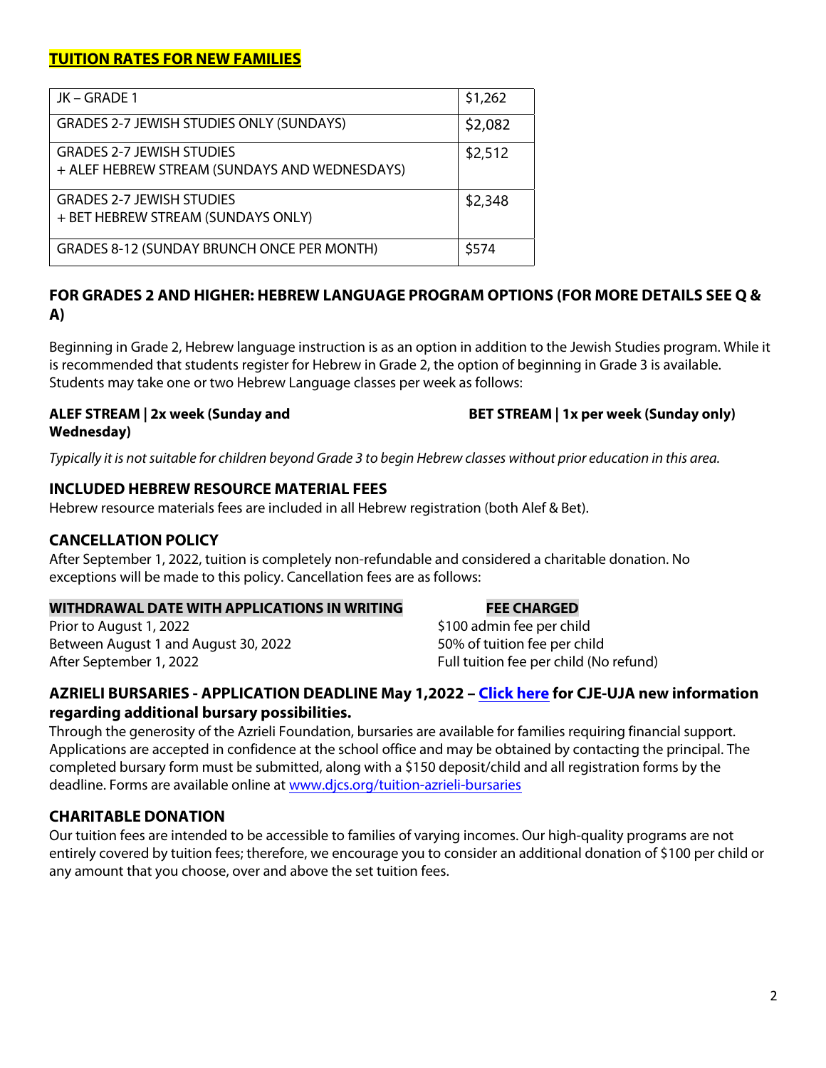## TUITION RATES FOR NEW FAMILIES

| | |
|---|---|
| JK – GRADE 1 | $1,262 |
| GRADES 2-7 JEWISH STUDIES ONLY (SUNDAYS) | $2,082 |
| GRADES 2-7 JEWISH STUDIES<br>+ ALEF HEBREW STREAM (SUNDAYS AND WEDNESDAYS) | $2,512 |
| GRADES 2-7 JEWISH STUDIES<br>+ BET HEBREW STREAM (SUNDAYS ONLY) | $2,348 |
| GRADES 8-12 (SUNDAY BRUNCH ONCE PER MONTH) | $574 |

### FOR GRADES 2 AND HIGHER: HEBREW LANGUAGE PROGRAM OPTIONS (FOR MORE DETAILS SEE Q & A)

Beginning in Grade 2, Hebrew language instruction is as an option in addition to the Jewish Studies program. While it is recommended that students register for Hebrew in Grade 2, the option of beginning in Grade 3 is available. Students may take one or two Hebrew Language classes per week as follows:

**ALEF STREAM | 2x week (Sunday and Wednesday)**

**BET STREAM | 1x per week (Sunday only)**

*Typically it is not suitable for children beyond Grade 3 to begin Hebrew classes without prior education in this area.*

### INCLUDED HEBREW RESOURCE MATERIAL FEES

Hebrew resource materials fees are included in all Hebrew registration (both Alef & Bet).

### CANCELLATION POLICY

After September 1, 2022, tuition is completely non-refundable and considered a charitable donation. No exceptions will be made to this policy. Cancellation fees are as follows:

| WITHDRAWAL DATE WITH APPLICATIONS IN WRITING | FEE CHARGED |
|---|---|
| Prior to August 1, 2022 | $100 admin fee per child |
| Between August 1 and August 30, 2022 | 50% of tuition fee per child |
| After September 1, 2022 | Full tuition fee per child (No refund) |

### AZRIELI BURSARIES - APPLICATION DEADLINE May 1,2022 – Click here for CJE-UJA new information regarding additional bursary possibilities.

Through the generosity of the Azrieli Foundation, bursaries are available for families requiring financial support. Applications are accepted in confidence at the school office and may be obtained by contacting the principal. The completed bursary form must be submitted, along with a $150 deposit/child and all registration forms by the deadline. Forms are available online at www.djcs.org/tuition-azrieli-bursaries

### CHARITABLE DONATION

Our tuition fees are intended to be accessible to families of varying incomes. Our high-quality programs are not entirely covered by tuition fees; therefore, we encourage you to consider an additional donation of $100 per child or any amount that you choose, over and above the set tuition fees.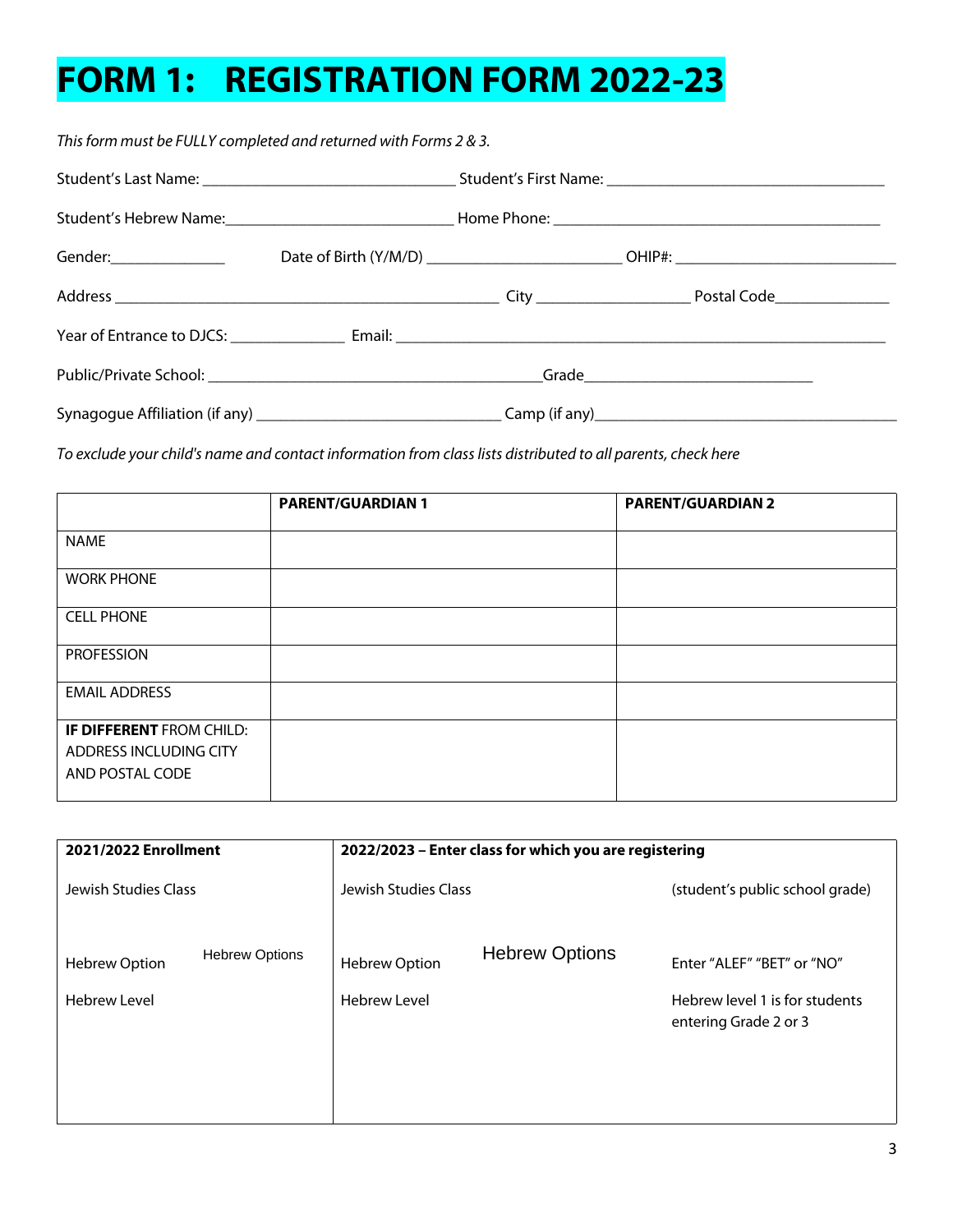# FORM 1: REGISTRATION FORM 2022-23

*This form must be FULLY completed and returned with Forms 2 & 3.*

Student's Last Name: ______________________________ Student's First Name: _________________________________

Student's Hebrew Name:___________________________ Home Phone: ______________________________________

Gender:______________ Date of Birth (Y/M/D) _______________________ OHIP#: ___________________________

Address ______________________________________________ City __________________ Postal Code______________

Year of Entrance to DJCS: ______________ Email: ___________________________________________________________

Public/Private School: ________________________________________Grade___________________________

Synagogue Affiliation (if any) _____________________________ Camp (if any)____________________________________

*To exclude your child's name and contact information from class lists distributed to all parents, check here*

| | PARENT/GUARDIAN 1 | PARENT/GUARDIAN 2 |
|---|---|---|
| NAME | | |
| WORK PHONE | | |
| CELL PHONE | | |
| PROFESSION | | |
| EMAIL ADDRESS | | |
| **IF DIFFERENT** FROM CHILD: ADDRESS INCLUDING CITY AND POSTAL CODE | | |

| 2021/2022 Enrollment | | 2022/2023 – Enter class for which you are registering | | |
|---|---|---|---|---|
| Jewish Studies Class | | Jewish Studies Class | | (student's public school grade) |
| Hebrew Option | Hebrew Options | Hebrew Option | Hebrew Options | Enter "ALEF" "BET" or "NO" |
| Hebrew Level | | Hebrew Level | | Hebrew level 1 is for students entering Grade 2 or 3 |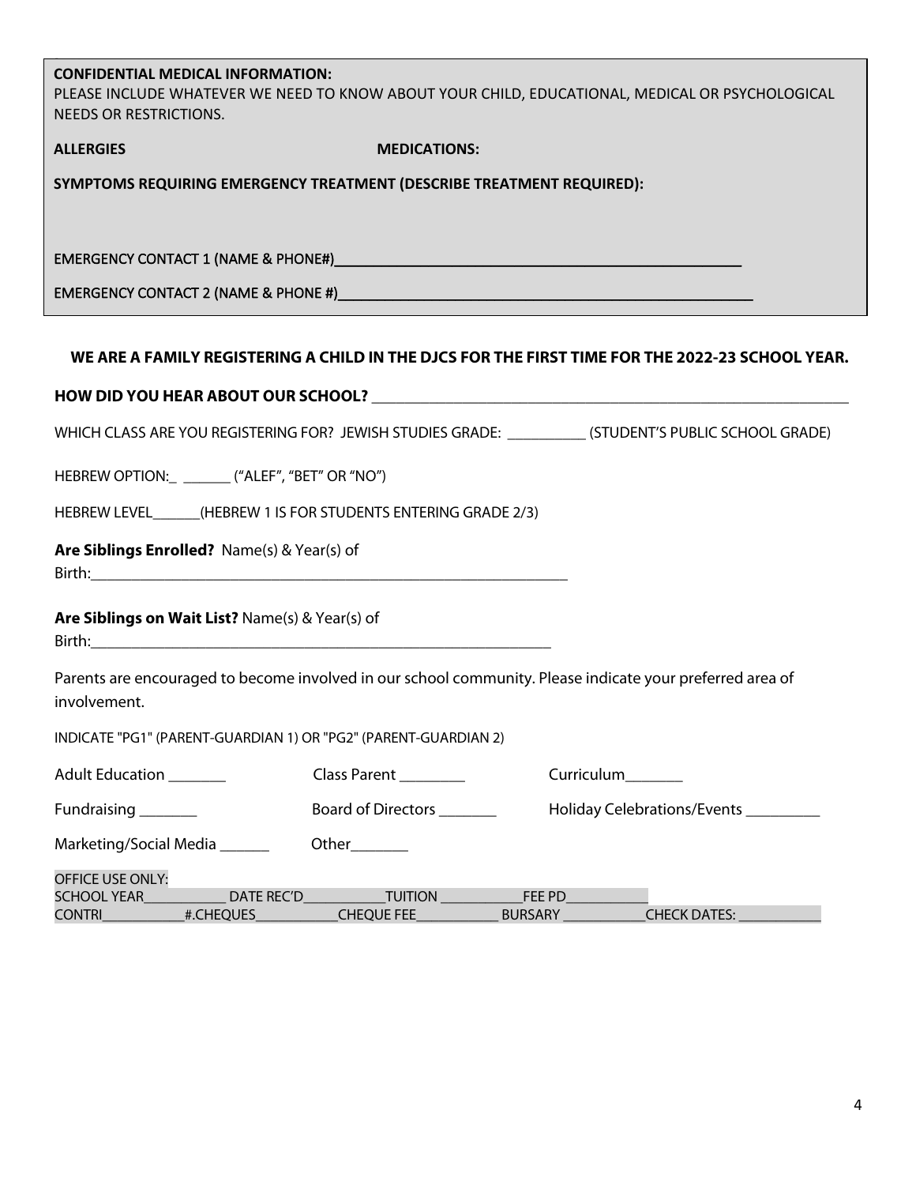**CONFIDENTIAL MEDICAL INFORMATION:**
PLEASE INCLUDE WHATEVER WE NEED TO KNOW ABOUT YOUR CHILD, EDUCATIONAL, MEDICAL OR PSYCHOLOGICAL NEEDS OR RESTRICTIONS.

**ALLERGIES** **MEDICATIONS:**

**SYMPTOMS REQUIRING EMERGENCY TREATMENT (DESCRIBE TREATMENT REQUIRED):**

EMERGENCY CONTACT 1 (NAME & PHONE#)______________________________________________________

EMERGENCY CONTACT 2 (NAME & PHONE #)______________________________________________________

**WE ARE A FAMILY REGISTERING A CHILD IN THE DJCS FOR THE FIRST TIME FOR THE 2022-23 SCHOOL YEAR.**

**HOW DID YOU HEAR ABOUT OUR SCHOOL?** ______________________________________________________

WHICH CLASS ARE YOU REGISTERING FOR? JEWISH STUDIES GRADE: __________ (STUDENT'S PUBLIC SCHOOL GRADE)

HEBREW OPTION:_ _______ ("ALEF", "BET" OR "NO")

HEBREW LEVEL______(HEBREW 1 IS FOR STUDENTS ENTERING GRADE 2/3)

**Are Siblings Enrolled?** Name(s) & Year(s) of Birth:____________________________________________________________

**Are Siblings on Wait List?** Name(s) & Year(s) of Birth:___________________________________________________________

Parents are encouraged to become involved in our school community. Please indicate your preferred area of involvement.

INDICATE "PG1" (PARENT-GUARDIAN 1) OR "PG2" (PARENT-GUARDIAN 2)

Adult Education _______ Class Parent ________ Curriculum_______

Fundraising _______ Board of Directors _______ Holiday Celebrations/Events _________

Marketing/Social Media ______ Other_______

OFFICE USE ONLY:
SCHOOL YEAR___________ DATE REC'D___________TUITION ___________FEE PD___________
CONTRI___________#.CHEQUES___________CHEQUE FEE___________ BURSARY ___________CHECK DATES: ___________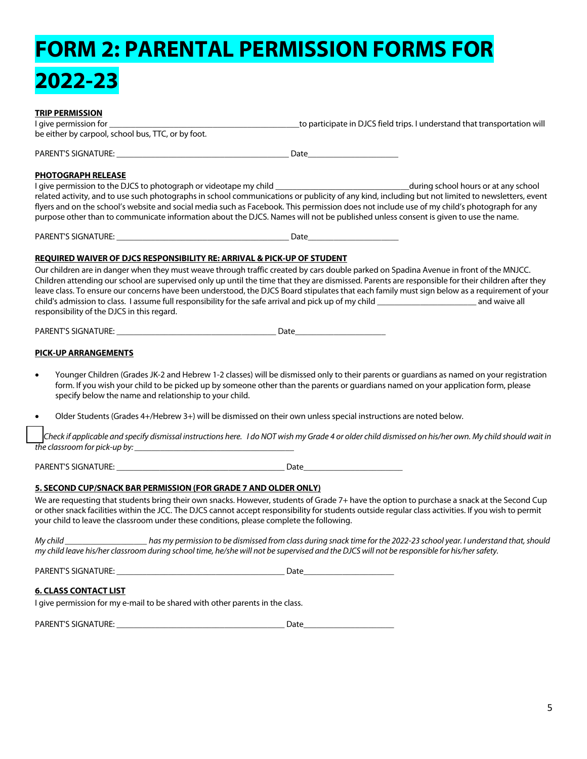# FORM 2: PARENTAL PERMISSION FORMS FOR 2022-23

**TRIP PERMISSION**

I give permission for ____________________________________________to participate in DJCS field trips. I understand that transportation will be either by carpool, school bus, TTC, or by foot.

PARENT'S SIGNATURE: ________________________________________ Date_____________________

**PHOTOGRAPH RELEASE**

I give permission to the DJCS to photograph or videotape my child ______________________________during school hours or at any school related activity, and to use such photographs in school communications or publicity of any kind, including but not limited to newsletters, event flyers and on the school's website and social media such as Facebook. This permission does not include use of my child's photograph for any purpose other than to communicate information about the DJCS. Names will not be published unless consent is given to use the name.

PARENT'S SIGNATURE: ________________________________________ Date_____________________

**REQUIRED WAIVER OF DJCS RESPONSIBILITY RE: ARRIVAL & PICK-UP OF STUDENT**

Our children are in danger when they must weave through traffic created by cars double parked on Spadina Avenue in front of the MNJCC. Children attending our school are supervised only up until the time that they are dismissed. Parents are responsible for their children after they leave class. To ensure our concerns have been understood, the DJCS Board stipulates that each family must sign below as a requirement of your child's admission to class. I assume full responsibility for the safe arrival and pick up of my child _______________________ and waive all responsibility of the DJCS in this regard.

PARENT'S SIGNATURE: _____________________________________ Date_____________________

**PICK-UP ARRANGEMENTS**

- Younger Children (Grades JK-2 and Hebrew 1-2 classes) will be dismissed only to their parents or guardians as named on your registration form. If you wish your child to be picked up by someone other than the parents or guardians named on your application form, please specify below the name and relationship to your child.
- Older Students (Grades 4+/Hebrew 3+) will be dismissed on their own unless special instructions are noted below.

☐ *Check if applicable and specify dismissal instructions here. I do NOT wish my Grade 4 or older child dismissed on his/her own. My child should wait in the classroom for pick-up by:* _____________________________________

PARENT'S SIGNATURE: ________________________________________ Date_______________________

**5. SECOND CUP/SNACK BAR PERMISSION (FOR GRADE 7 AND OLDER ONLY)**

We are requesting that students bring their own snacks. However, students of Grade 7+ have the option to purchase a snack at the Second Cup or other snack facilities within the JCC. The DJCS cannot accept responsibility for students outside regular class activities. If you wish to permit your child to leave the classroom under these conditions, please complete the following.

*My child ___________________ has my permission to be dismissed from class during snack time for the 2022-23 school year. I understand that, should my child leave his/her classroom during school time, he/she will not be supervised and the DJCS will not be responsible for his/her safety.*

PARENT'S SIGNATURE: ________________________________________ Date_____________________

**6. CLASS CONTACT LIST**

I give permission for my e-mail to be shared with other parents in the class.

PARENT'S SIGNATURE: ________________________________________ Date_____________________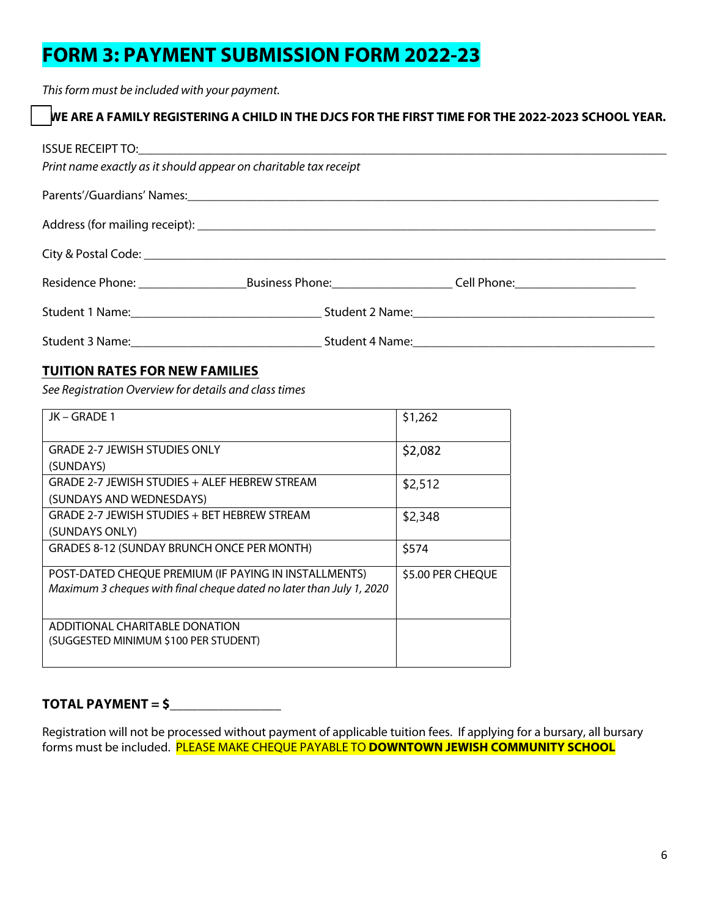# FORM 3: PAYMENT SUBMISSION FORM 2022-23

*This form must be included with your payment.*

☐ **WE ARE A FAMILY REGISTERING A CHILD IN THE DJCS FOR THE FIRST TIME FOR THE 2022-2023 SCHOOL YEAR.**

ISSUE RECEIPT TO:___________________________________________________________________

*Print name exactly as it should appear on charitable tax receipt*

Parents'/Guardians' Names:___________________________________________________________

Address (for mailing receipt): ________________________________________________________

City & Postal Code: _________________________________________________________________

Residence Phone: _______________ Business Phone:_________________ Cell Phone:_________________

Student 1 Name:___________________________ Student 2 Name:___________________________________

Student 3 Name:___________________________ Student 4 Name:___________________________________

## TUITION RATES FOR NEW FAMILIES

*See Registration Overview for details and class times*

| | |
|---|---|
| JK – GRADE 1 | $1,262 |
| GRADE 2-7 JEWISH STUDIES ONLY (SUNDAYS) | $2,082 |
| GRADE 2-7 JEWISH STUDIES + ALEF HEBREW STREAM (SUNDAYS AND WEDNESDAYS) | $2,512 |
| GRADE 2-7 JEWISH STUDIES + BET HEBREW STREAM (SUNDAYS ONLY) | $2,348 |
| GRADES 8-12 (SUNDAY BRUNCH ONCE PER MONTH) | $574 |
| POST-DATED CHEQUE PREMIUM (IF PAYING IN INSTALLMENTS) *Maximum 3 cheques with final cheque dated no later than July 1, 2020* | $5.00 PER CHEQUE |
| ADDITIONAL CHARITABLE DONATION (SUGGESTED MINIMUM $100 PER STUDENT) | |

**TOTAL PAYMENT = $_______________**

Registration will not be processed without payment of applicable tuition fees. If applying for a bursary, all bursary forms must be included. PLEASE MAKE CHEQUE PAYABLE TO **DOWNTOWN JEWISH COMMUNITY SCHOOL**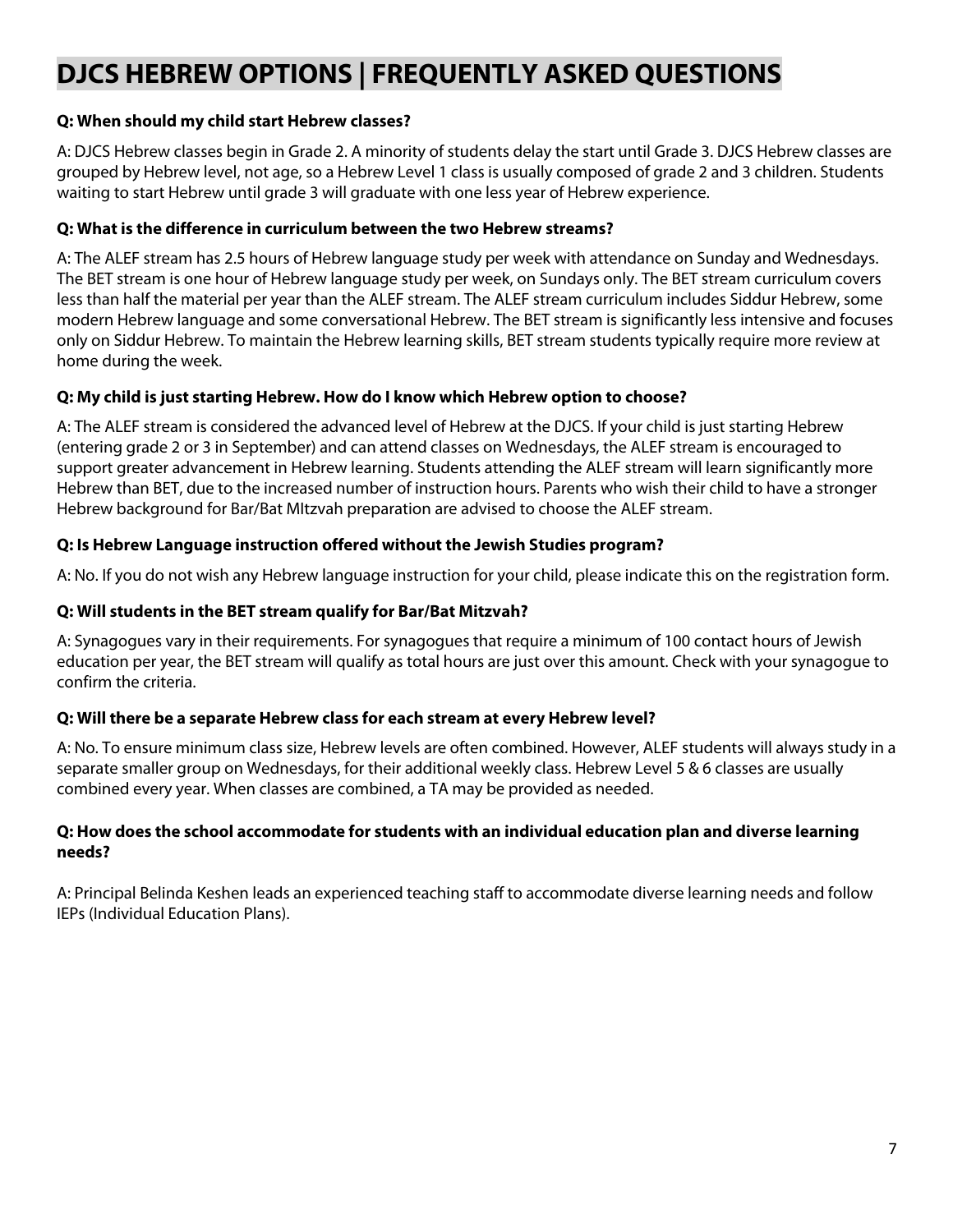# DJCS HEBREW OPTIONS | FREQUENTLY ASKED QUESTIONS

**Q: When should my child start Hebrew classes?**

A: DJCS Hebrew classes begin in Grade 2. A minority of students delay the start until Grade 3. DJCS Hebrew classes are grouped by Hebrew level, not age, so a Hebrew Level 1 class is usually composed of grade 2 and 3 children. Students waiting to start Hebrew until grade 3 will graduate with one less year of Hebrew experience.

**Q: What is the difference in curriculum between the two Hebrew streams?**

A: The ALEF stream has 2.5 hours of Hebrew language study per week with attendance on Sunday and Wednesdays. The BET stream is one hour of Hebrew language study per week, on Sundays only. The BET stream curriculum covers less than half the material per year than the ALEF stream. The ALEF stream curriculum includes Siddur Hebrew, some modern Hebrew language and some conversational Hebrew. The BET stream is significantly less intensive and focuses only on Siddur Hebrew. To maintain the Hebrew learning skills, BET stream students typically require more review at home during the week.

**Q: My child is just starting Hebrew. How do I know which Hebrew option to choose?**

A: The ALEF stream is considered the advanced level of Hebrew at the DJCS. If your child is just starting Hebrew (entering grade 2 or 3 in September) and can attend classes on Wednesdays, the ALEF stream is encouraged to support greater advancement in Hebrew learning. Students attending the ALEF stream will learn significantly more Hebrew than BET, due to the increased number of instruction hours. Parents who wish their child to have a stronger Hebrew background for Bar/Bat MItzvah preparation are advised to choose the ALEF stream.

**Q: Is Hebrew Language instruction offered without the Jewish Studies program?**

A: No. If you do not wish any Hebrew language instruction for your child, please indicate this on the registration form.

**Q: Will students in the BET stream qualify for Bar/Bat Mitzvah?**

A: Synagogues vary in their requirements. For synagogues that require a minimum of 100 contact hours of Jewish education per year, the BET stream will qualify as total hours are just over this amount. Check with your synagogue to confirm the criteria.

**Q: Will there be a separate Hebrew class for each stream at every Hebrew level?**

A: No. To ensure minimum class size, Hebrew levels are often combined. However, ALEF students will always study in a separate smaller group on Wednesdays, for their additional weekly class. Hebrew Level 5 & 6 classes are usually combined every year. When classes are combined, a TA may be provided as needed.

**Q: How does the school accommodate for students with an individual education plan and diverse learning needs?**

A: Principal Belinda Keshen leads an experienced teaching staff to accommodate diverse learning needs and follow IEPs (Individual Education Plans).